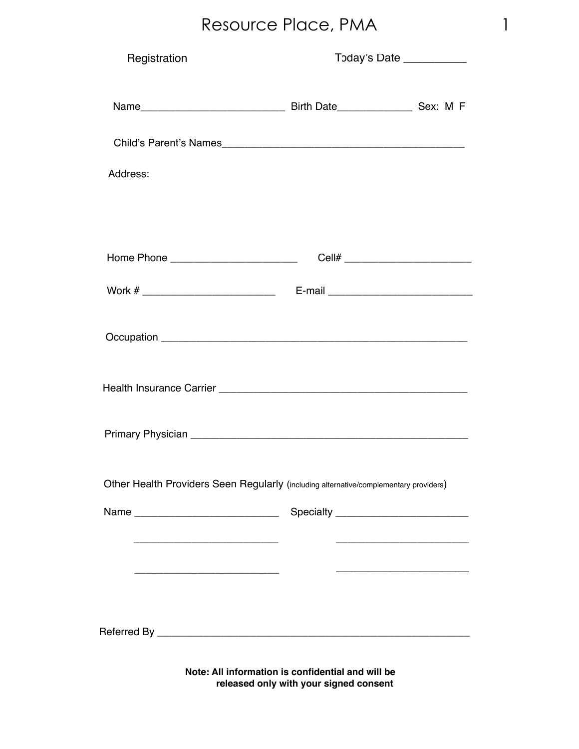# Resource Place, PMA

Registration                                        Today's Date __________

Name_________________________ Birth Date_____________ Sex: M F

Child's Parent's Names__________________________________________

Address:

Home Phone ______________________ Cell# ______________________

Work # ________________________ E-mail _________________________

Occupation ______________________________________________________

Health Insurance Carrier ___________________________________________

Primary Physician ________________________________________________

Other Health Providers Seen Regularly (including alternative/complementary providers)

Name _________________________ Specialty _______________________

_________________________ _______________________

_________________________ _______________________

Referred By _______________________________________________________

**Note: All information is confidential and will be released only with your signed consent**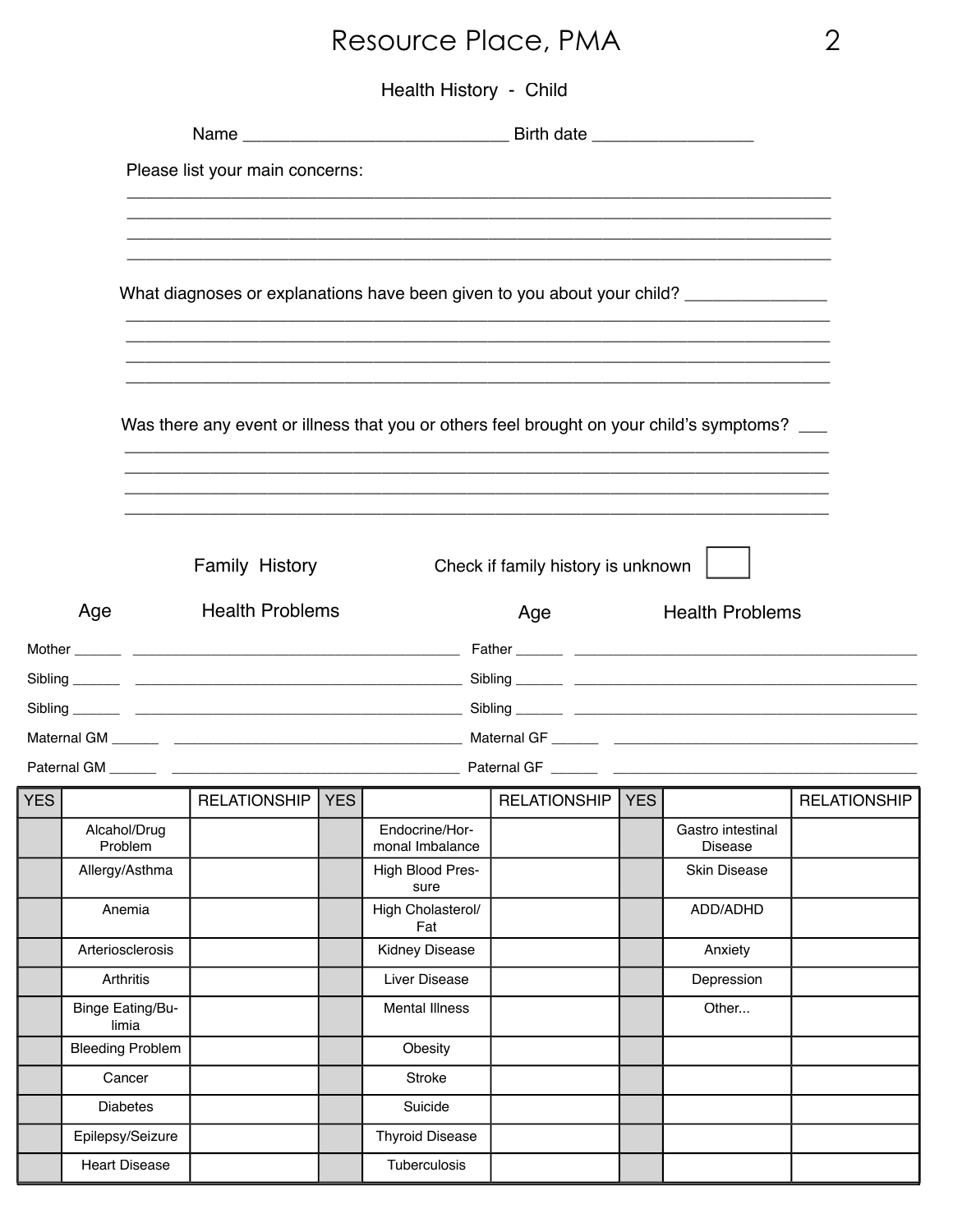# Resource Place, PMA

## Health History - Child

Name ___________________________ Birth date ________________

Please list your main concerns:

________________________________________________________________________
________________________________________________________________________
________________________________________________________________________
________________________________________________________________________

What diagnoses or explanations have been given to you about your child? _______________

________________________________________________________________________
________________________________________________________________________
________________________________________________________________________
________________________________________________________________________

Was there any event or illness that you or others feel brought on your child's symptoms? ___

________________________________________________________________________
________________________________________________________________________
________________________________________________________________________
________________________________________________________________________

### Family History

Check if family history is unknown ☐

| | Age | Health Problems | | Age | Health Problems |
|---|---|---|---|---|---|
| Mother | ______ | ________________________________ | Father | ______ | ________________________________ |
| Sibling | ______ | ________________________________ | Sibling | ______ | ________________________________ |
| Sibling | ______ | ________________________________ | Sibling | ______ | ________________________________ |
| Maternal GM | ______ | ________________________________ | Maternal GF | ______ | ________________________________ |
| Paternal GM | ______ | ________________________________ | Paternal GF | ______ | ________________________________ |

| YES | | RELATIONSHIP | YES | | RELATIONSHIP | YES | | RELATIONSHIP |
|---|---|---|---|---|---|---|---|---|
| | Alcohol/Drug Problem | | | Endocrine/Hormonal Imbalance | | | Gastro intestinal Disease | |
| | Allergy/Asthma | | | High Blood Pressure | | | Skin Disease | |
| | Anemia | | | High Cholasterol/Fat | | | ADD/ADHD | |
| | Arteriosclerosis | | | Kidney Disease | | | Anxiety | |
| | Arthritis | | | Liver Disease | | | Depression | |
| | Binge Eating/Bulimia | | | Mental Illness | | | Other... | |
| | Bleeding Problem | | | Obesity | | | | |
| | Cancer | | | Stroke | | | | |
| | Diabetes | | | Suicide | | | | |
| | Epilepsy/Seizure | | | Thyroid Disease | | | | |
| | Heart Disease | | | Tuberculosis | | | | |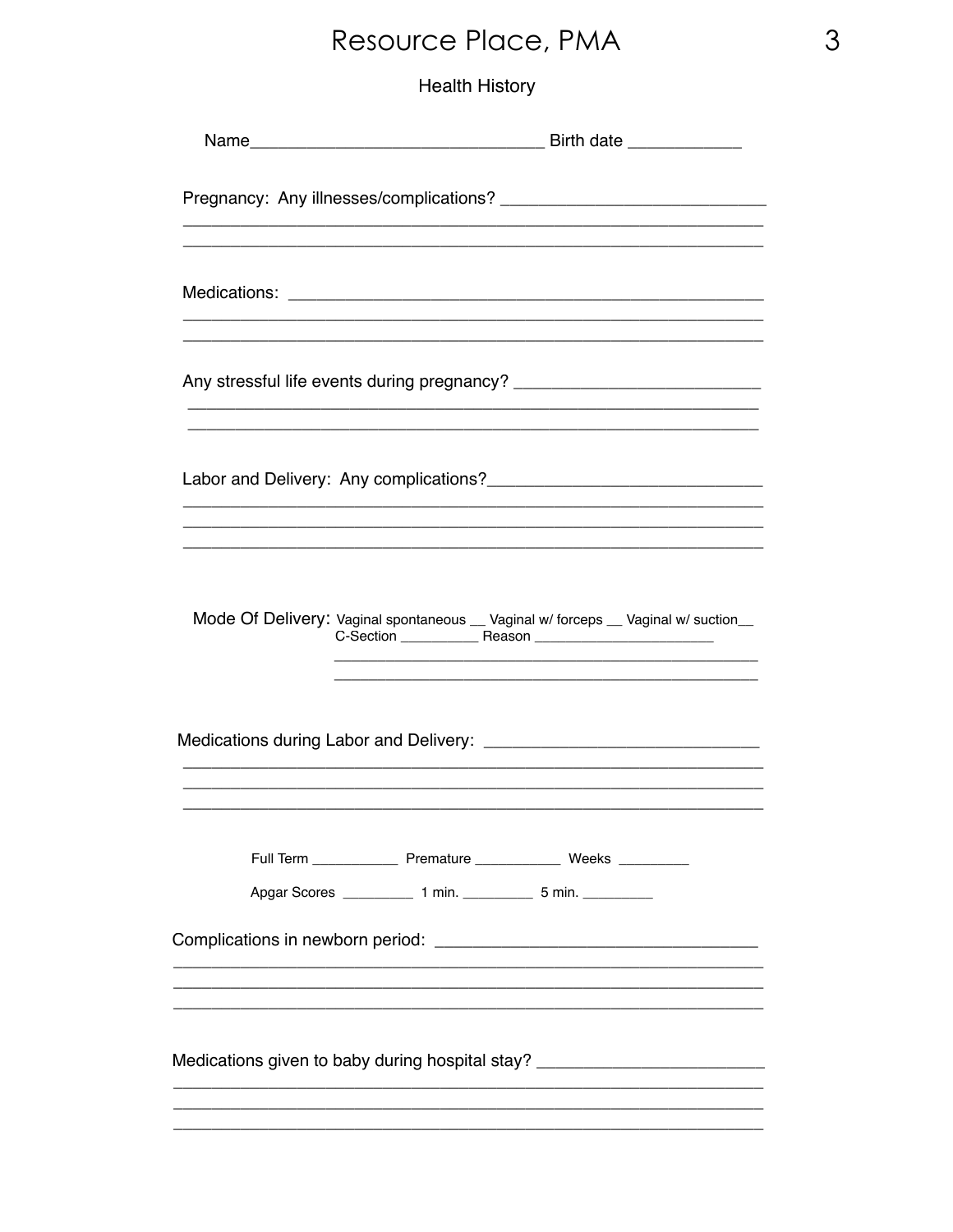# Resource Place, PMA

## Health History

Name______________________________ Birth date ____________

Pregnancy: Any illnesses/complications? ___________________________

___________________________________________________________

___________________________________________________________

Medications: _______________________________________________

___________________________________________________________

___________________________________________________________

Any stressful life events during pregnancy? __________________________

___________________________________________________________

___________________________________________________________

Labor and Delivery: Any complications?_____________________________

___________________________________________________________

___________________________________________________________

___________________________________________________________

Mode Of Delivery: Vaginal spontaneous __ Vaginal w/ forceps __ Vaginal w/ suction__
C-Section __________ Reason ______________________

_______________________________________________

_______________________________________________

Medications during Labor and Delivery: ____________________________

___________________________________________________________

___________________________________________________________

___________________________________________________________

Full Term ___________ Premature ___________ Weeks _________

Apgar Scores _________ 1 min. _________ 5 min. _________

Complications in newborn period: _________________________________

___________________________________________________________

___________________________________________________________

___________________________________________________________

Medications given to baby during hospital stay? _______________________

___________________________________________________________

___________________________________________________________

___________________________________________________________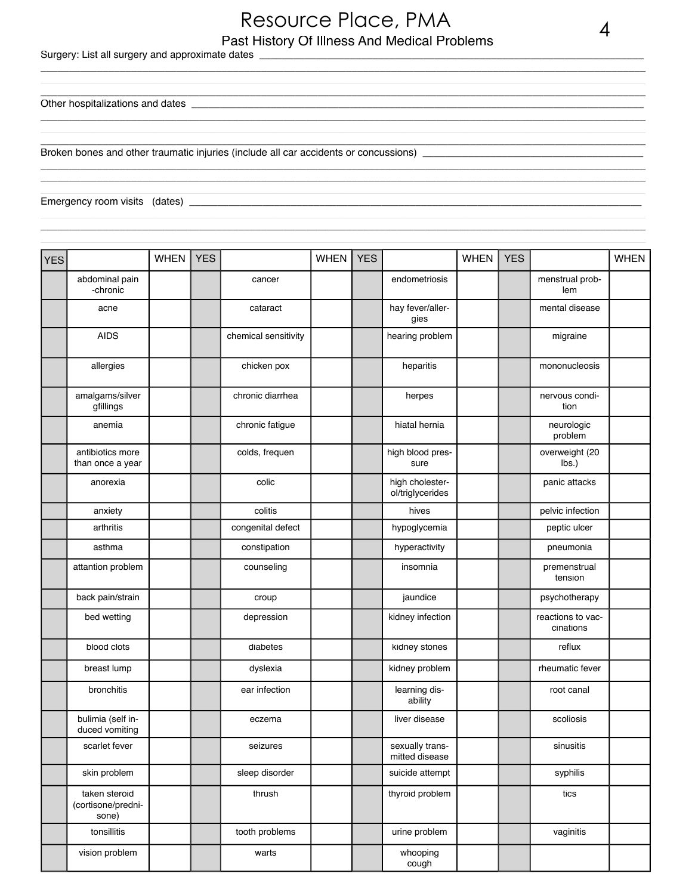# Resource Place, PMA

## Past History Of Illness And Medical Problems

Surgery: List all surgery and approximate dates ___________________________________________

___________________________________________

___________________________________________

Other hospitalizations and dates ___________________________________________

___________________________________________

___________________________________________

Broken bones and other traumatic injuries (include all car accidents or concussions) ___________________________________________

___________________________________________

___________________________________________

Emergency room visits (dates) ___________________________________________

___________________________________________

___________________________________________

| YES | | WHEN | YES | | WHEN | YES | | WHEN | YES | | WHEN |
|---|---|---|---|---|---|---|---|---|---|---|---|
| | abdominal pain -chronic | | | cancer | | | endometriosis | | | menstrual problem | |
| | acne | | | cataract | | | hay fever/allergies | | | mental disease | |
| | AIDS | | | chemical sensitivity | | | hearing problem | | | migraine | |
| | allergies | | | chicken pox | | | heparitis | | | mononucleosis | |
| | amalgams/silver gfillings | | | chronic diarrhea | | | herpes | | | nervous condition | |
| | anemia | | | chronic fatigue | | | hiatal hernia | | | neurologic problem | |
| | antibiotics more than once a year | | | colds, frequen | | | high blood pressure | | | overweight (20 lbs.) | |
| | anorexia | | | colic | | | high cholesterol/triglycerides | | | panic attacks | |
| | anxiety | | | colitis | | | hives | | | pelvic infection | |
| | arthritis | | | congenital defect | | | hypoglycemia | | | peptic ulcer | |
| | asthma | | | constipation | | | hyperactivity | | | pneumonia | |
| | attention problem | | | counseling | | | insomnia | | | premenstrual tension | |
| | back pain/strain | | | croup | | | jaundice | | | psychotherapy | |
| | bed wetting | | | depression | | | kidney infection | | | reactions to vaccinations | |
| | blood clots | | | diabetes | | | kidney stones | | | reflux | |
| | breast lump | | | dyslexia | | | kidney problem | | | rheumatic fever | |
| | bronchitis | | | ear infection | | | learning disability | | | root canal | |
| | bulimia (self induced vomiting | | | eczema | | | liver disease | | | scoliosis | |
| | scarlet fever | | | seizures | | | sexually transmitted disease | | | sinusitis | |
| | skin problem | | | sleep disorder | | | suicide attempt | | | syphilis | |
| | taken steroid (cortisone/prednisone) | | | thrush | | | thyroid problem | | | tics | |
| | tonsillitis | | | tooth problems | | | urine problem | | | vaginitis | |
| | vision problem | | | warts | | | whooping cough | | | | |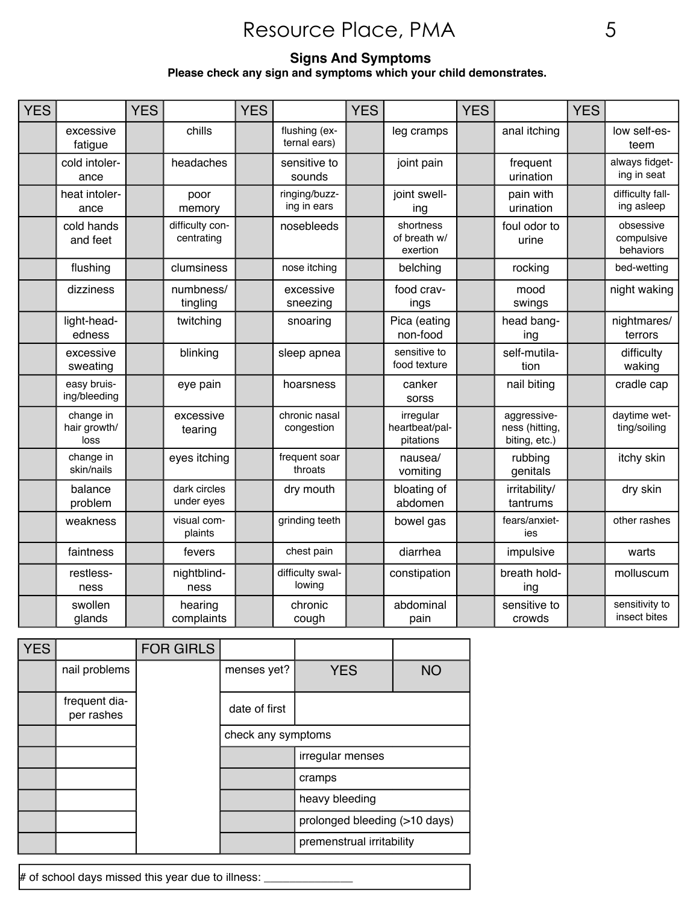## Signs And Symptoms

**Please check any sign and symptoms which your child demonstrates.**

| YES | | YES | | YES | | YES | | YES | | YES | |
|---|---|---|---|---|---|---|---|---|---|---|---|
| | excessive fatigue | | chills | | flushing (external ears) | | leg cramps | | anal itching | | low self-esteem |
| | cold intolerance | | headaches | | sensitive to sounds | | joint pain | | frequent urination | | always fidgeting in seat |
| | heat intolerance | | poor memory | | ringing/buzzing in ears | | joint swelling | | pain with urination | | difficulty falling asleep |
| | cold hands and feet | | difficulty concentrating | | nosebleeds | | shortness of breath w/ exertion | | foul odor to urine | | obsessive compulsive behaviors |
| | flushing | | clumsiness | | nose itching | | belching | | rocking | | bed-wetting |
| | dizziness | | numbness/ tingling | | excessive sneezing | | food cravings | | mood swings | | night waking |
| | light-headedness | | twitching | | snoaring | | Pica (eating non-food | | head banging | | nightmares/ terrors |
| | excessive sweating | | blinking | | sleep apnea | | sensitive to food texture | | self-mutilation | | difficulty waking |
| | easy bruising/bleeding | | eye pain | | hoarsness | | canker sorss | | nail biting | | cradle cap |
| | change in hair growth/ loss | | excessive tearing | | chronic nasal congestion | | irregular heartbeat/palpitations | | aggressiveness (hitting, biting, etc.) | | daytime wetting/soiling |
| | change in skin/nails | | eyes itching | | frequent soar throats | | nausea/ vomiting | | rubbing genitals | | itchy skin |
| | balance problem | | dark circles under eyes | | dry mouth | | bloating of abdomen | | irritability/ tantrums | | dry skin |
| | weakness | | visual complaints | | grinding teeth | | bowel gas | | fears/anxieties | | other rashes |
| | faintness | | fevers | | chest pain | | diarrhea | | impulsive | | warts |
| | restlessness | | nightblindness | | difficulty swallowing | | constipation | | breath holding | | molluscum |
| | swollen glands | | hearing complaints | | chronic cough | | abdominal pain | | sensitive to crowds | | sensitivity to insect bites |

| YES | | FOR GIRLS | | | |
|---|---|---|---|---|---|
| | nail problems | | menses yet? | YES | NO |
| | frequent diaper rashes | | date of first | | |
| | | | check any symptoms | | |
| | | | | irregular menses | |
| | | | | cramps | |
| | | | | heavy bleeding | |
| | | | | prolonged bleeding (>10 days) | |
| | | | | premenstrual irritability | |

# of school days missed this year due to illness: ______________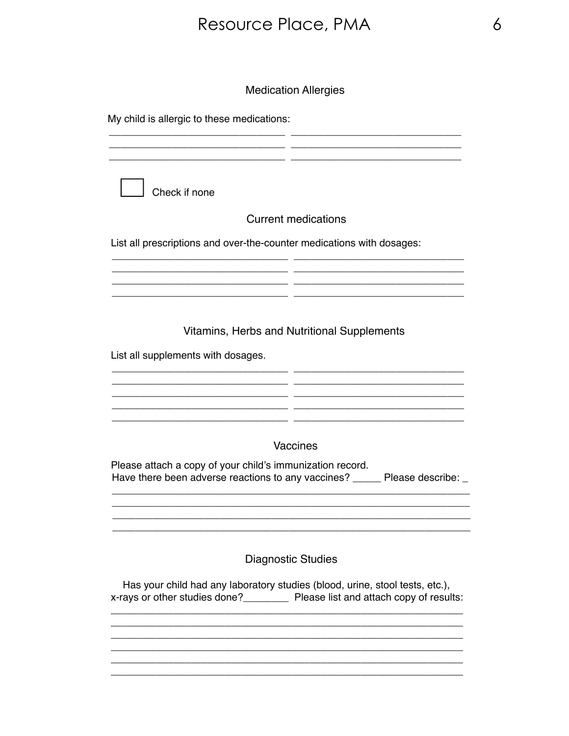## Medication Allergies

My child is allergic to these medications:

______________________________ ______________________________
______________________________ ______________________________
______________________________ ______________________________

☐ Check if none

## Current medications

List all prescriptions and over-the-counter medications with dosages:

______________________________ ______________________________
______________________________ ______________________________
______________________________ ______________________________
______________________________ ______________________________

## Vitamins, Herbs and Nutritional Supplements

List all supplements with dosages.

______________________________ ______________________________
______________________________ ______________________________
______________________________ ______________________________
______________________________ ______________________________
______________________________ ______________________________

## Vaccines

Please attach a copy of your child's immunization record.
Have there been adverse reactions to any vaccines? _____ Please describe: _

______________________________________________________________
______________________________________________________________
______________________________________________________________
______________________________________________________________

## Diagnostic Studies

Has your child had any laboratory studies (blood, urine, stool tests, etc.), x-rays or other studies done?________ Please list and attach copy of results:

______________________________________________________________
______________________________________________________________
______________________________________________________________
______________________________________________________________
______________________________________________________________
______________________________________________________________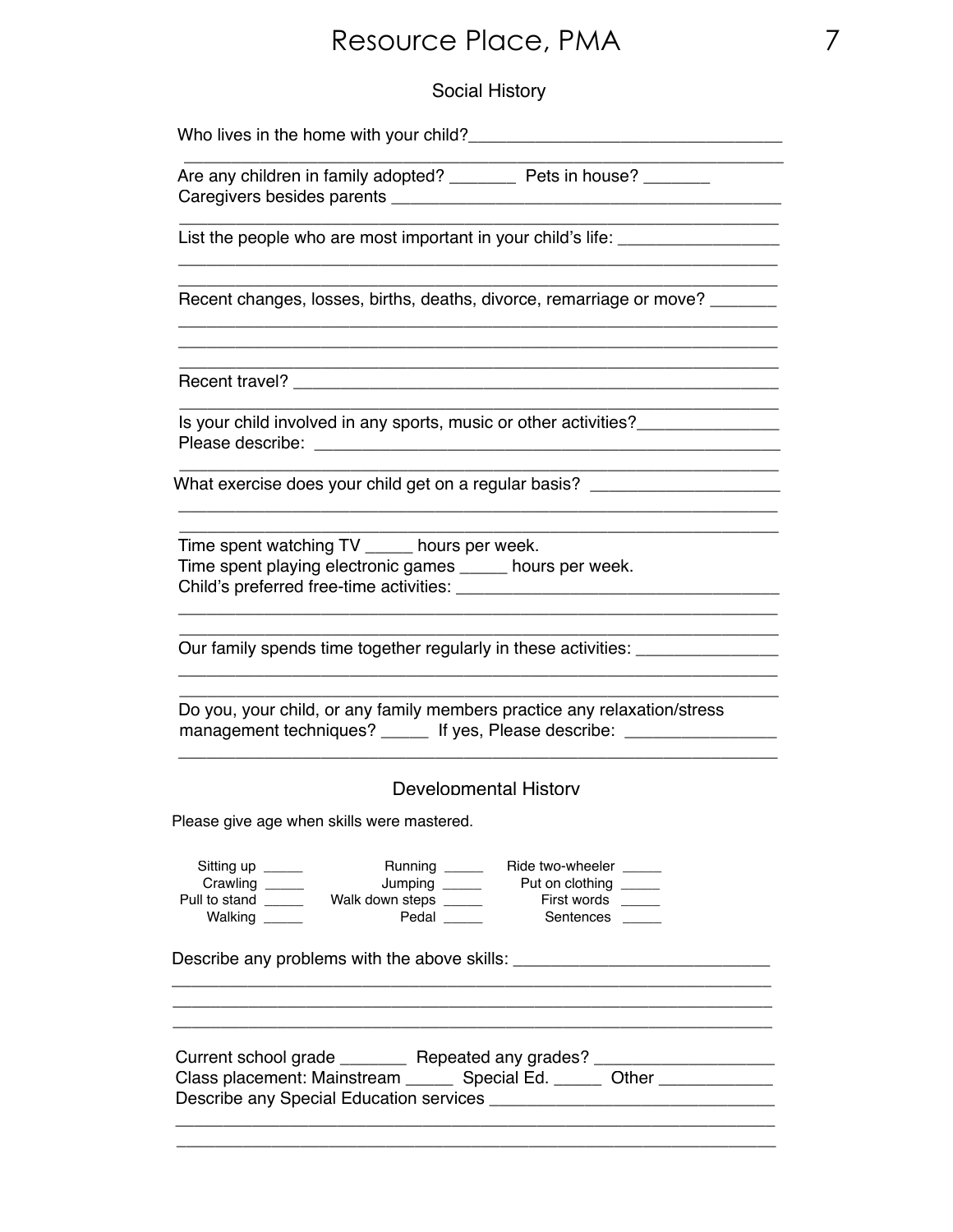# Resource Place, PMA

## Social History

Who lives in the home with your child?________________________________

______________________________________________________________

Are any children in family adopted? _______ Pets in house? _______

Caregivers besides parents __________________________________________

______________________________________________________________

List the people who are most important in your child's life: ________________

______________________________________________________________

______________________________________________________________

Recent changes, losses, births, deaths, divorce, remarriage or move? _______

______________________________________________________________

______________________________________________________________

______________________________________________________________

Recent travel? _____________________________________________________

______________________________________________________________

Is your child involved in any sports, music or other activities?_______________

Please describe: ___________________________________________________

______________________________________________________________

What exercise does your child get on a regular basis? ___________________

______________________________________________________________

______________________________________________________________

Time spent watching TV _____ hours per week.

Time spent playing electronic games _____ hours per week.

Child's preferred free-time activities: __________________________________

______________________________________________________________

______________________________________________________________

Our family spends time together regularly in these activities: _______________

______________________________________________________________

______________________________________________________________

Do you, your child, or any family members practice any relaxation/stress management techniques? _____ If yes, Please describe: ________________

______________________________________________________________

## Developmental History

Please give age when skills were mastered.

| | | | | | |
|---|---|---|---|---|---|
| Sitting up | _____ | Running | _____ | Ride two-wheeler | _____ |
| Crawling | _____ | Jumping | _____ | Put on clothing | _____ |
| Pull to stand | _____ | Walk down steps | _____ | First words | _____ |
| Walking | _____ | Pedal | _____ | Sentences | _____ |

Describe any problems with the above skills: ___________________________

______________________________________________________________

______________________________________________________________

______________________________________________________________

Current school grade _______ Repeated any grades? ___________________

Class placement: Mainstream _____ Special Ed. _____ Other ____________

Describe any Special Education services ______________________________

______________________________________________________________

______________________________________________________________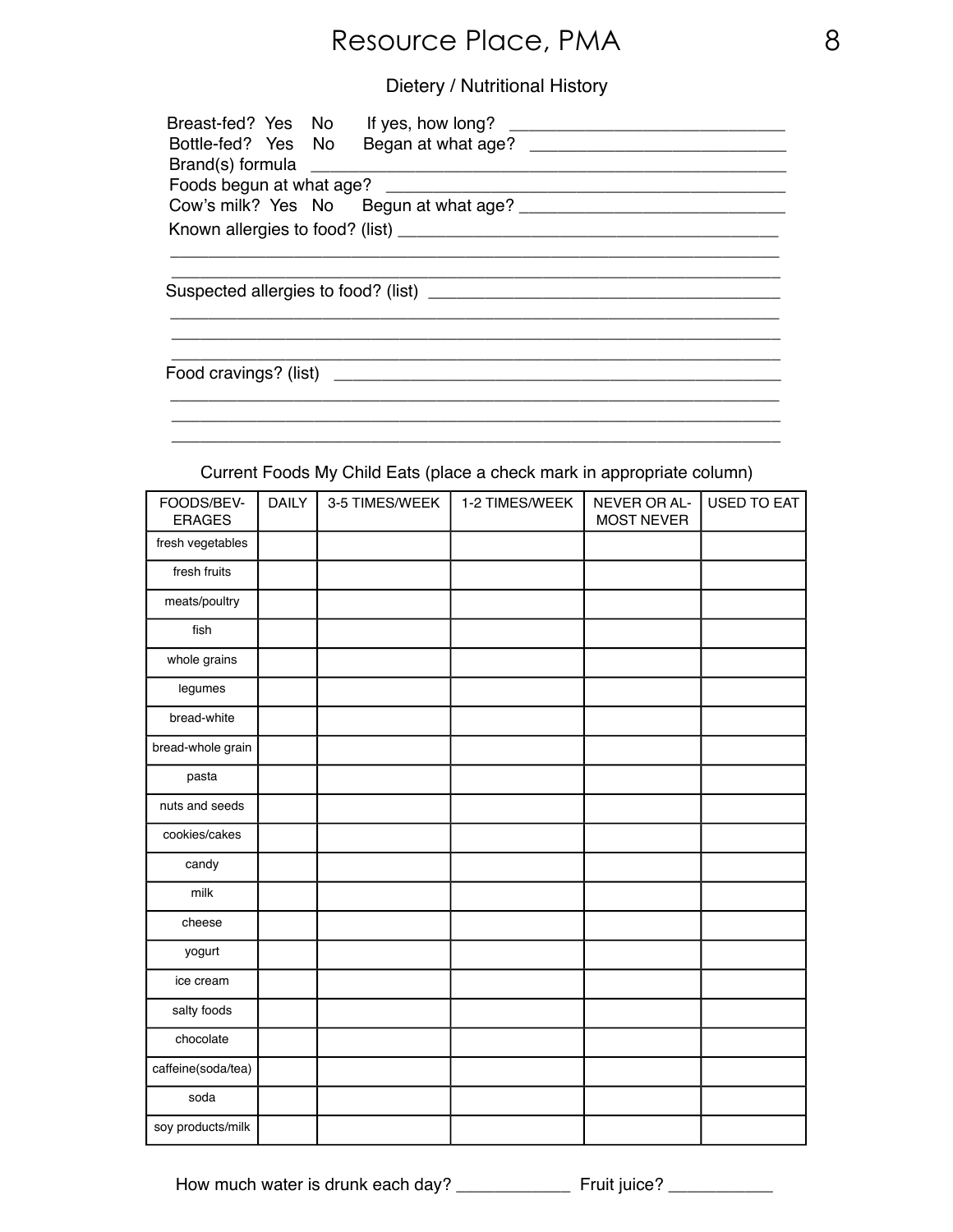# Resource Place, PMA

## Dietery / Nutritional History

Breast-fed? Yes No If yes, how long? ___________________________

Bottle-fed? Yes No Began at what age? ___________________________

Brand(s) formula ___________________________________________

Foods begun at what age? ___________________________________

Cow's milk? Yes No Begun at what age? ___________________________

Known allergies to food? (list) _________________________________________

_________________________________________________________________

_________________________________________________________________

Suspected allergies to food? (list) _____________________________________

_________________________________________________________________

_________________________________________________________________

_________________________________________________________________

Food cravings? (list) ______________________________________________

_________________________________________________________________

_________________________________________________________________

_________________________________________________________________

### Current Foods My Child Eats (place a check mark in appropriate column)

| FOODS/BEVERAGES | DAILY | 3-5 TIMES/WEEK | 1-2 TIMES/WEEK | NEVER OR ALMOST NEVER | USED TO EAT |
|---|---|---|---|---|---|
| fresh vegetables | | | | | |
| fresh fruits | | | | | |
| meats/poultry | | | | | |
| fish | | | | | |
| whole grains | | | | | |
| legumes | | | | | |
| bread-white | | | | | |
| bread-whole grain | | | | | |
| pasta | | | | | |
| nuts and seeds | | | | | |
| cookies/cakes | | | | | |
| candy | | | | | |
| milk | | | | | |
| cheese | | | | | |
| yogurt | | | | | |
| ice cream | | | | | |
| salty foods | | | | | |
| chocolate | | | | | |
| caffeine(soda/tea) | | | | | |
| soda | | | | | |
| soy products/milk | | | | | |

How much water is drunk each day? ____________ Fruit juice? ___________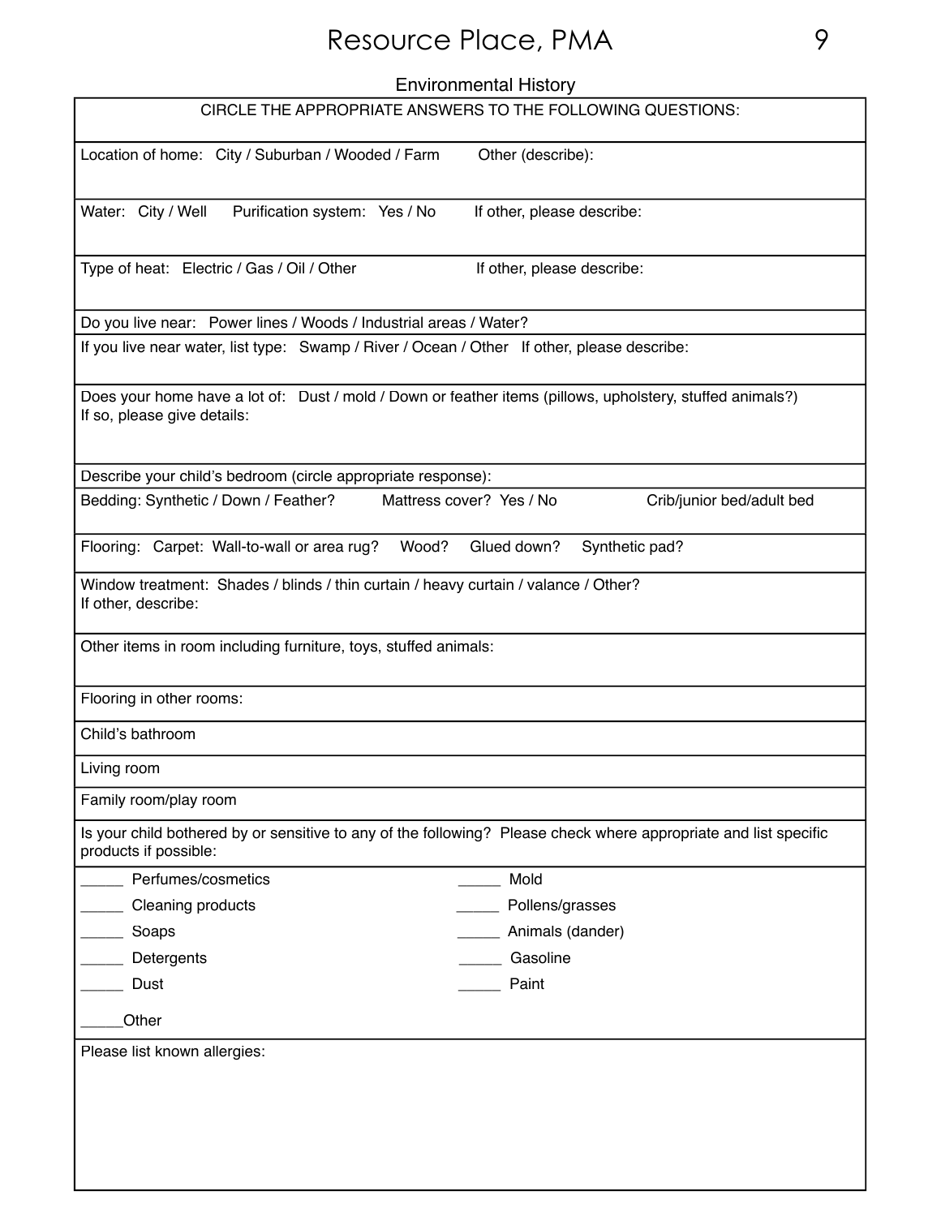# Resource Place, PMA

## Environmental History

CIRCLE THE APPROPRIATE ANSWERS TO THE FOLLOWING QUESTIONS:

Location of home: City / Suburban / Wooded / Farm Other (describe):

Water: City / Well Purification system: Yes / No If other, please describe:

Type of heat: Electric / Gas / Oil / Other If other, please describe:

Do you live near: Power lines / Woods / Industrial areas / Water?

If you live near water, list type: Swamp / River / Ocean / Other If other, please describe:

Does your home have a lot of: Dust / mold / Down or feather items (pillows, upholstery, stuffed animals?)
If so, please give details:

Describe your child's bedroom (circle appropriate response):

Bedding: Synthetic / Down / Feather? Mattress cover? Yes / No Crib/junior bed/adult bed

Flooring: Carpet: Wall-to-wall or area rug? Wood? Glued down? Synthetic pad?

Window treatment: Shades / blinds / thin curtain / heavy curtain / valance / Other?
If other, describe:

Other items in room including furniture, toys, stuffed animals:

Flooring in other rooms:

Child's bathroom

Living room

Family room/play room

Is your child bothered by or sensitive to any of the following? Please check where appropriate and list specific products if possible:

_____ Perfumes/cosmetics

_____ Cleaning products

_____ Soaps

_____ Detergents

_____ Dust

_____ Mold

_____ Pollens/grasses

_____ Animals (dander)

_____ Gasoline

_____ Paint

_____Other

Please list known allergies: